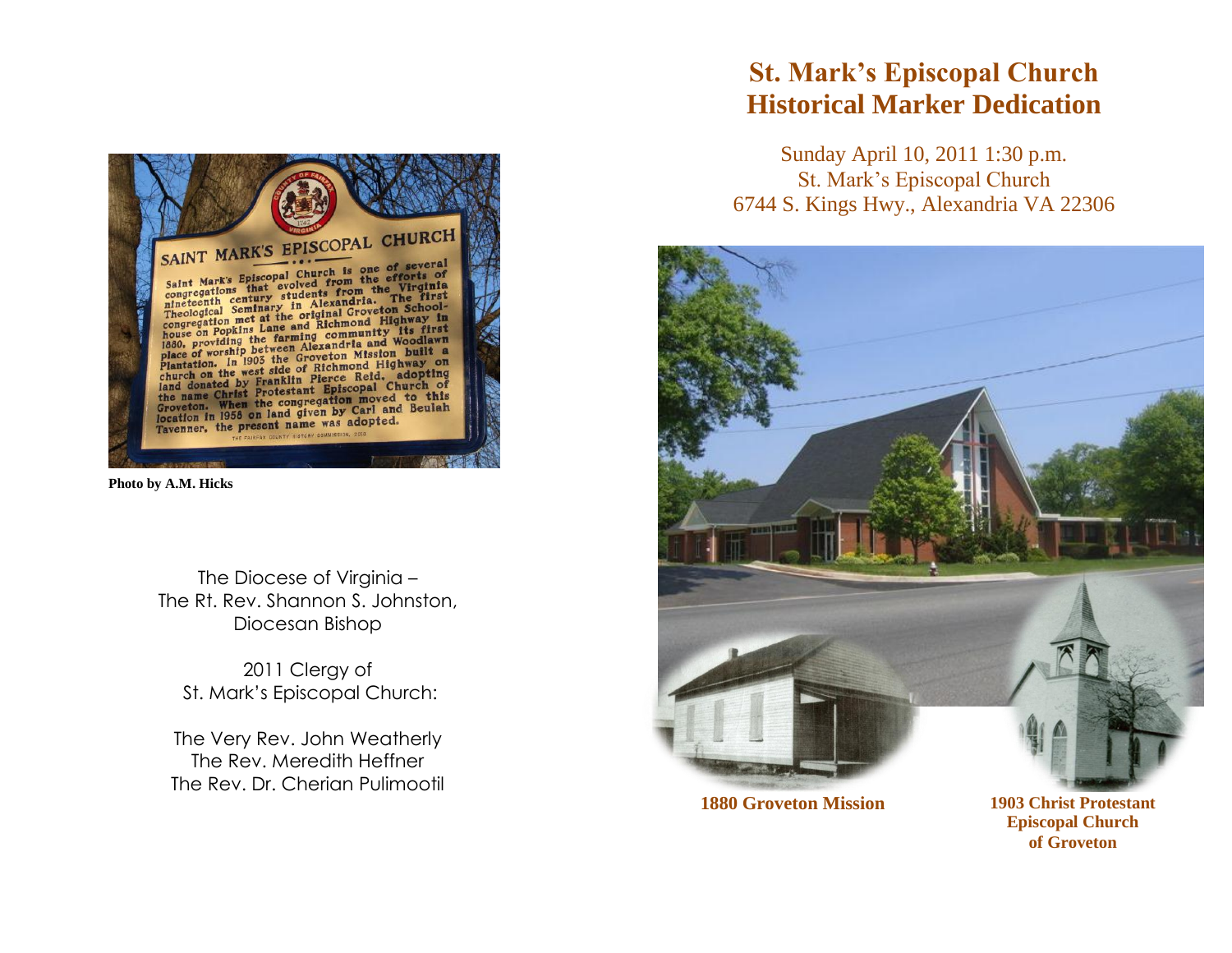# St. Mark's Episcopal Church
# Historical Marker Dedication

Sunday April 10, 2011 1:30 p.m.
St. Mark's Episcopal Church
6744 S. Kings Hwy., Alexandria VA 22306

**SAINT MARK'S EPISCOPAL CHURCH**

Saint Mark's Episcopal Church is one of several congregations that evolved from the efforts of nineteenth century students from the Virginia Theological Seminary in Alexandria. The first congregation met at the original Groveton School-house on Popkins Lane and Richmond Highway in 1880, providing the farming community its first place of worship between Alexandria and Woodlawn Plantation. In 1903 the Groveton Mission built a church on the west side of Richmond Highway on land donated by Franklin Pierce Reid, adopting the name Christ Protestant Episcopal Church of Groveton. When the congregation moved to this location in 1958 on land given by Carl and Beulah Tavenner, the present name was adopted.

THE FAIRFAX COUNTY HISTORY COMMISSION, 2010

**Photo by A.M. Hicks**

The Diocese of Virginia –
The Rt. Rev. Shannon S. Johnston,
Diocesan Bishop

2011 Clergy of
St. Mark's Episcopal Church:

The Very Rev. John Weatherly
The Rev. Meredith Heffner
The Rev. Dr. Cherian Pulimootil

**1880 Groveton Mission**

**1903 Christ Protestant Episcopal Church of Groveton**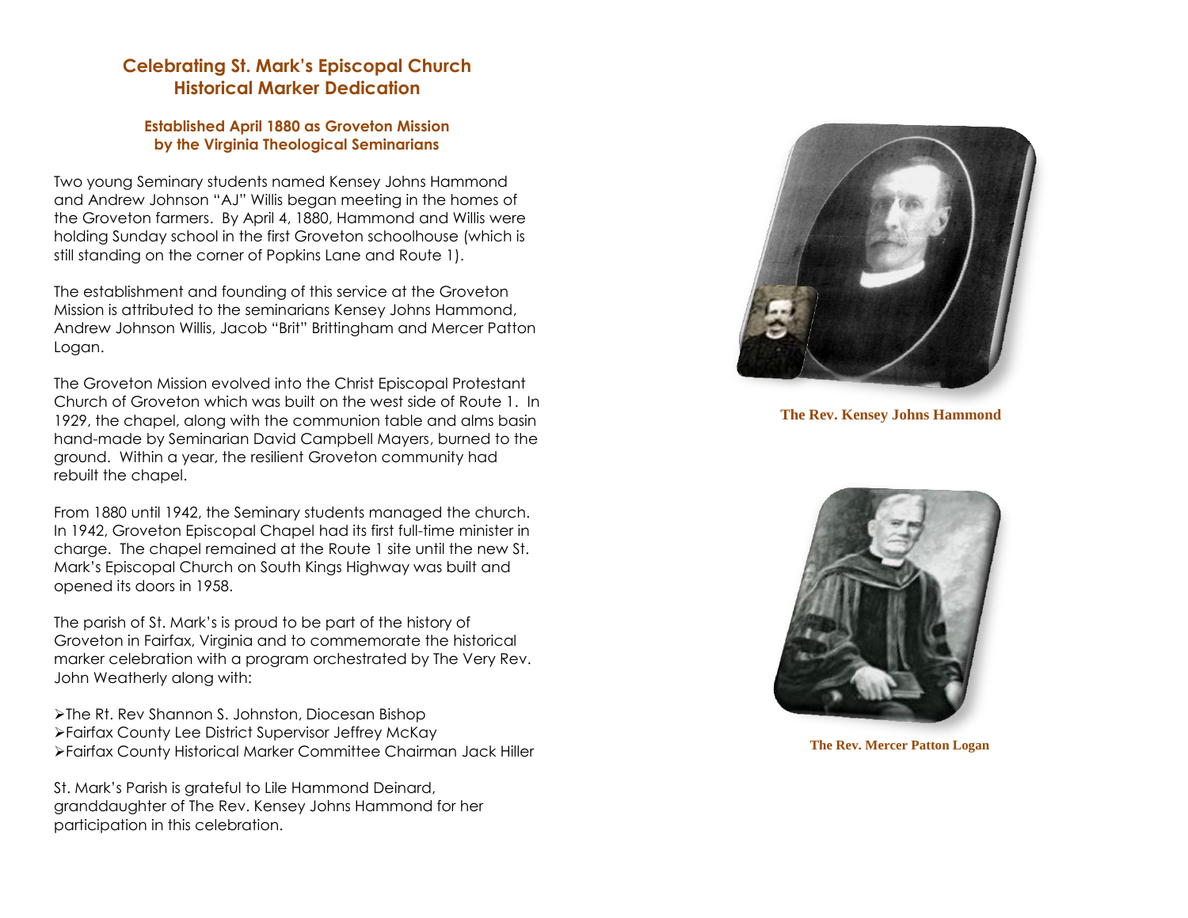## Celebrating St. Mark's Episcopal Church Historical Marker Dedication

### Established April 1880 as Groveton Mission by the Virginia Theological Seminarians

Two young Seminary students named Kensey Johns Hammond and Andrew Johnson "AJ" Willis began meeting in the homes of the Groveton farmers. By April 4, 1880, Hammond and Willis were holding Sunday school in the first Groveton schoolhouse (which is still standing on the corner of Popkins Lane and Route 1).

The establishment and founding of this service at the Groveton Mission is attributed to the seminarians Kensey Johns Hammond, Andrew Johnson Willis, Jacob "Brit" Brittingham and Mercer Patton Logan.

The Groveton Mission evolved into the Christ Episcopal Protestant Church of Groveton which was built on the west side of Route 1. In 1929, the chapel, along with the communion table and alms basin hand-made by Seminarian David Campbell Mayers, burned to the ground. Within a year, the resilient Groveton community had rebuilt the chapel.

From 1880 until 1942, the Seminary students managed the church. In 1942, Groveton Episcopal Chapel had its first full-time minister in charge. The chapel remained at the Route 1 site until the new St. Mark's Episcopal Church on South Kings Highway was built and opened its doors in 1958.

The parish of St. Mark's is proud to be part of the history of Groveton in Fairfax, Virginia and to commemorate the historical marker celebration with a program orchestrated by The Very Rev. John Weatherly along with:

- The Rt. Rev Shannon S. Johnston, Diocesan Bishop
- Fairfax County Lee District Supervisor Jeffrey McKay
- Fairfax County Historical Marker Committee Chairman Jack Hiller

St. Mark's Parish is grateful to Lile Hammond Deinard, granddaughter of The Rev. Kensey Johns Hammond for her participation in this celebration.

**The Rev. Kensey Johns Hammond**

**The Rev. Mercer Patton Logan**